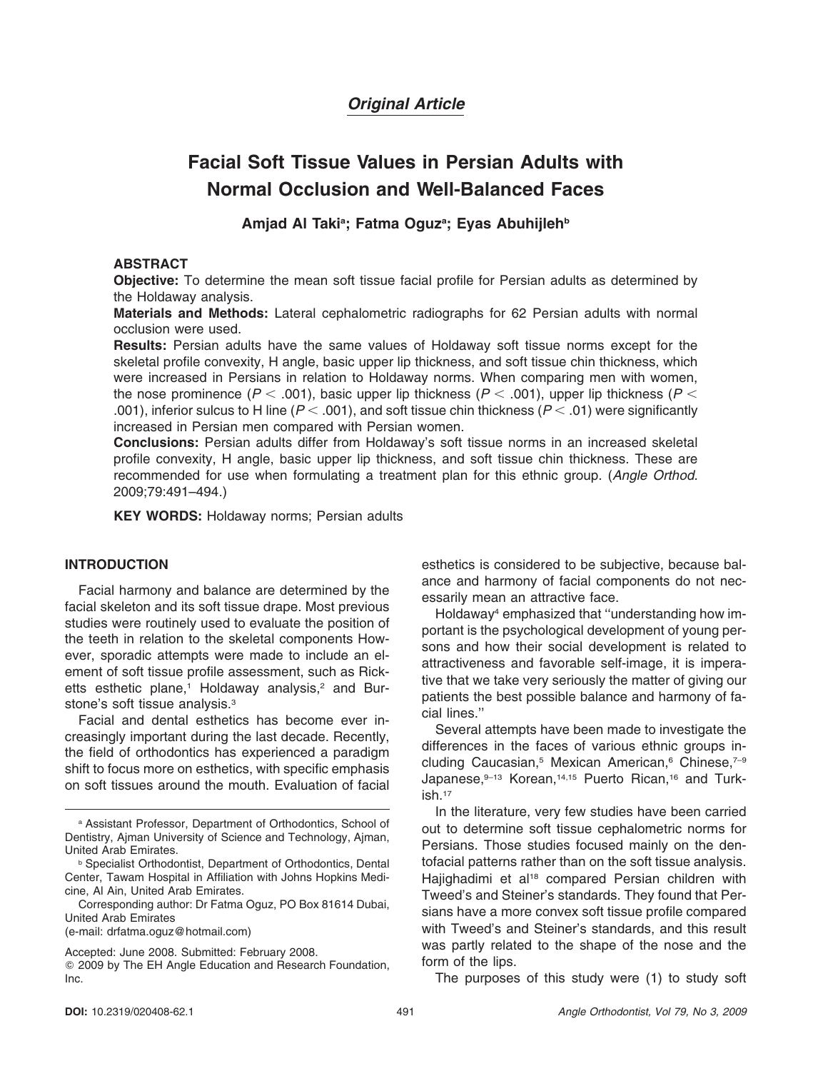*Original Article*

# Facial Soft Tissue Values in Persian Adults with Normal Occlusion and Well-Balanced Faces

**Amjad Al Taki[a]; Fatma Oguz[a]; Eyas Abuhijleh[b]**

## ABSTRACT

**Objective:** To determine the mean soft tissue facial profile for Persian adults as determined by the Holdaway analysis.

**Materials and Methods:** Lateral cephalometric radiographs for 62 Persian adults with normal occlusion were used.

**Results:** Persian adults have the same values of Holdaway soft tissue norms except for the skeletal profile convexity, H angle, basic upper lip thickness, and soft tissue chin thickness, which were increased in Persians in relation to Holdaway norms. When comparing men with women, the nose prominence ($P < .001$), basic upper lip thickness ($P < .001$), upper lip thickness ($P < .001$), inferior sulcus to H line ($P < .001$), and soft tissue chin thickness ($P < .01$) were significantly increased in Persian men compared with Persian women.

**Conclusions:** Persian adults differ from Holdaway's soft tissue norms in an increased skeletal profile convexity, H angle, basic upper lip thickness, and soft tissue chin thickness. These are recommended for use when formulating a treatment plan for this ethnic group. (*Angle Orthod.* 2009;79:491–494.)

**KEY WORDS:** Holdaway norms; Persian adults

## INTRODUCTION

Facial harmony and balance are determined by the facial skeleton and its soft tissue drape. Most previous studies were routinely used to evaluate the position of the teeth in relation to the skeletal components However, sporadic attempts were made to include an element of soft tissue profile assessment, such as Ricketts esthetic plane,[1] Holdaway analysis,[2] and Burstone's soft tissue analysis.[3]

Facial and dental esthetics has become ever increasingly important during the last decade. Recently, the field of orthodontics has experienced a paradigm shift to focus more on esthetics, with specific emphasis on soft tissues around the mouth. Evaluation of facial esthetics is considered to be subjective, because balance and harmony of facial components do not necessarily mean an attractive face.

Holdaway[4] emphasized that ''understanding how important is the psychological development of young persons and how their social development is related to attractiveness and favorable self-image, it is imperative that we take very seriously the matter of giving our patients the best possible balance and harmony of facial lines.''

Several attempts have been made to investigate the differences in the faces of various ethnic groups including Caucasian,[5] Mexican American,[6] Chinese,[7–9] Japanese,[9–13] Korean,[14,15] Puerto Rican,[16] and Turkish.[17]

In the literature, very few studies have been carried out to determine soft tissue cephalometric norms for Persians. Those studies focused mainly on the dentofacial patterns rather than on the soft tissue analysis. Hajighadimi et al[18] compared Persian children with Tweed's and Steiner's standards. They found that Persians have a more convex soft tissue profile compared with Tweed's and Steiner's standards, and this result was partly related to the shape of the nose and the form of the lips.

The purposes of this study were (1) to study soft

---

[a] Assistant Professor, Department of Orthodontics, School of Dentistry, Ajman University of Science and Technology, Ajman, United Arab Emirates.

[b] Specialist Orthodontist, Department of Orthodontics, Dental Center, Tawam Hospital in Affiliation with Johns Hopkins Medicine, Al Ain, United Arab Emirates.

Corresponding author: Dr Fatma Oguz, PO Box 81614 Dubai, United Arab Emirates
(e-mail: drfatma.oguz@hotmail.com)

Accepted: June 2008. Submitted: February 2008.
© 2009 by The EH Angle Education and Research Foundation, Inc.

DOI: 10.2319/020408-62.1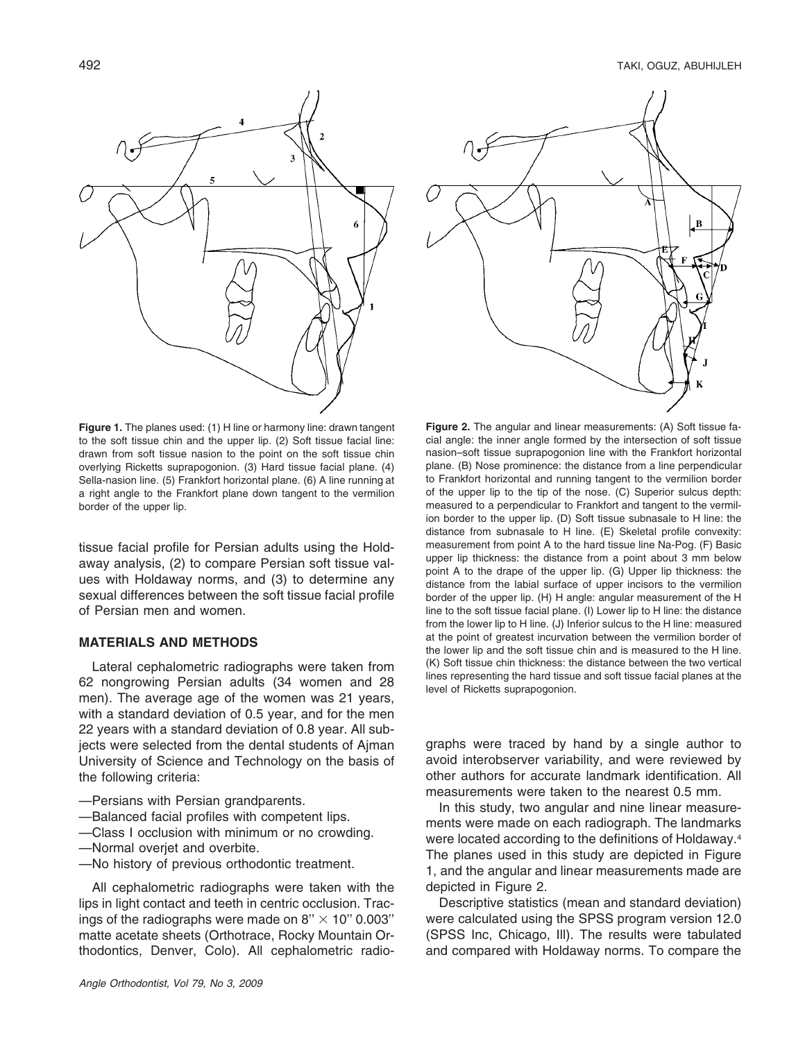**Figure 1.** The planes used: (1) H line or harmony line: drawn tangent to the soft tissue chin and the upper lip. (2) Soft tissue facial line: drawn from soft tissue nasion to the point on the soft tissue chin overlying Ricketts suprapogonion. (3) Hard tissue facial plane. (4) Sella-nasion line. (5) Frankfort horizontal plane. (6) A line running at a right angle to the Frankfort plane down tangent to the vermilion border of the upper lip.

**Figure 2.** The angular and linear measurements: (A) Soft tissue facial angle: the inner angle formed by the intersection of soft tissue nasion–soft tissue suprapogonion line with the Frankfort horizontal plane. (B) Nose prominence: the distance from a line perpendicular to Frankfort horizontal and running tangent to the vermilion border of the upper lip to the tip of the nose. (C) Superior sulcus depth: measured to a perpendicular to Frankfort and tangent to the vermilion border to the upper lip. (D) Soft tissue subnasale to H line: the distance from subnasale to H line. (E) Skeletal profile convexity: measurement from point A to the hard tissue line Na-Pog. (F) Basic upper lip thickness: the distance from a point about 3 mm below point A to the drape of the upper lip. (G) Upper lip thickness: the distance from the labial surface of upper incisors to the vermilion border of the upper lip. (H) H angle: angular measurement of the H line to the soft tissue facial plane. (I) Lower lip to H line: the distance from the lower lip to H line. (J) Inferior sulcus to the H line: measured at the point of greatest incurvation between the vermilion border of the lower lip and the soft tissue chin and is measured to the H line. (K) Soft tissue chin thickness: the distance between the two vertical lines representing the hard tissue and soft tissue facial planes at the level of Ricketts suprapogonion.

tissue facial profile for Persian adults using the Holdaway analysis, (2) to compare Persian soft tissue values with Holdaway norms, and (3) to determine any sexual differences between the soft tissue facial profile of Persian men and women.

## MATERIALS AND METHODS

Lateral cephalometric radiographs were taken from 62 nongrowing Persian adults (34 women and 28 men). The average age of the women was 21 years, with a standard deviation of 0.5 year, and for the men 22 years with a standard deviation of 0.8 year. All subjects were selected from the dental students of Ajman University of Science and Technology on the basis of the following criteria:

—Persians with Persian grandparents.
—Balanced facial profiles with competent lips.
—Class I occlusion with minimum or no crowding.
—Normal overjet and overbite.
—No history of previous orthodontic treatment.

All cephalometric radiographs were taken with the lips in light contact and teeth in centric occlusion. Tracings of the radiographs were made on 8'' $\times$ 10'' 0.003'' matte acetate sheets (Orthotrace, Rocky Mountain Orthodontics, Denver, Colo). All cephalometric radiographs were traced by hand by a single author to avoid interobserver variability, and were reviewed by other authors for accurate landmark identification. All measurements were taken to the nearest 0.5 mm.

In this study, two angular and nine linear measurements were made on each radiograph. The landmarks were located according to the definitions of Holdaway.[4] The planes used in this study are depicted in Figure 1, and the angular and linear measurements made are depicted in Figure 2.

Descriptive statistics (mean and standard deviation) were calculated using the SPSS program version 12.0 (SPSS Inc, Chicago, Ill). The results were tabulated and compared with Holdaway norms. To compare the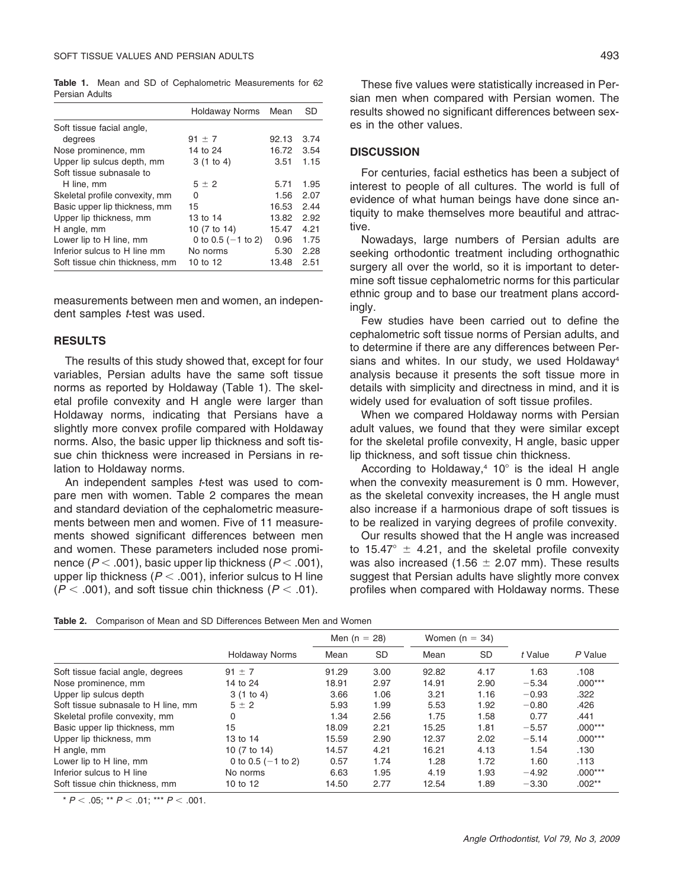**Table 1.** Mean and SD of Cephalometric Measurements for 62 Persian Adults

| | Holdaway Norms | Mean | SD |
|---|---|---|---|
| Soft tissue facial angle, degrees | 91 ± 7 | 92.13 | 3.74 |
| Nose prominence, mm | 14 to 24 | 16.72 | 3.54 |
| Upper lip sulcus depth, mm | 3 (1 to 4) | 3.51 | 1.15 |
| Soft tissue subnasale to H line, mm | 5 ± 2 | 5.71 | 1.95 |
| Skeletal profile convexity, mm | 0 | 1.56 | 2.07 |
| Basic upper lip thickness, mm | 15 | 16.53 | 2.44 |
| Upper lip thickness, mm | 13 to 14 | 13.82 | 2.92 |
| H angle, mm | 10 (7 to 14) | 15.47 | 4.21 |
| Lower lip to H line, mm | 0 to 0.5 (−1 to 2) | 0.96 | 1.75 |
| Inferior sulcus to H line mm | No norms | 5.30 | 2.28 |
| Soft tissue chin thickness, mm | 10 to 12 | 13.48 | 2.51 |

measurements between men and women, an independent samples *t*-test was used.

## RESULTS

The results of this study showed that, except for four variables, Persian adults have the same soft tissue norms as reported by Holdaway (Table 1). The skeletal profile convexity and H angle were larger than Holdaway norms, indicating that Persians have a slightly more convex profile compared with Holdaway norms. Also, the basic upper lip thickness and soft tissue chin thickness were increased in Persians in relation to Holdaway norms.

An independent samples *t*-test was used to compare men with women. Table 2 compares the mean and standard deviation of the cephalometric measurements between men and women. Five of 11 measurements showed significant differences between men and women. These parameters included nose prominence ($P < .001$), basic upper lip thickness ($P < .001$), upper lip thickness ($P < .001$), inferior sulcus to H line ($P < .001$), and soft tissue chin thickness ($P < .01$).

These five values were statistically increased in Persian men when compared with Persian women. The results showed no significant differences between sexes in the other values.

## DISCUSSION

For centuries, facial esthetics has been a subject of interest to people of all cultures. The world is full of evidence of what human beings have done since antiquity to make themselves more beautiful and attractive.

Nowadays, large numbers of Persian adults are seeking orthodontic treatment including orthognathic surgery all over the world, so it is important to determine soft tissue cephalometric norms for this particular ethnic group and to base our treatment plans accordingly.

Few studies have been carried out to define the cephalometric soft tissue norms of Persian adults, and to determine if there are any differences between Persians and whites. In our study, we used Holdaway[4] analysis because it presents the soft tissue more in details with simplicity and directness in mind, and it is widely used for evaluation of soft tissue profiles.

When we compared Holdaway norms with Persian adult values, we found that they were similar except for the skeletal profile convexity, H angle, basic upper lip thickness, and soft tissue chin thickness.

According to Holdaway,[4] 10° is the ideal H angle when the convexity measurement is 0 mm. However, as the skeletal convexity increases, the H angle must also increase if a harmonious drape of soft tissues is to be realized in varying degrees of profile convexity.

Our results showed that the H angle was increased to 15.47° ± 4.21, and the skeletal profile convexity was also increased (1.56 ± 2.07 mm). These results suggest that Persian adults have slightly more convex profiles when compared with Holdaway norms. These

**Table 2.** Comparison of Mean and SD Differences Between Men and Women

| | | Men (n = 28) | | Women (n = 34) | | | |
|---|---|---|---|---|---|---|---|
| | Holdaway Norms | Mean | SD | Mean | SD | *t* Value | *P* Value |
| Soft tissue facial angle, degrees | 91 ± 7 | 91.29 | 3.00 | 92.82 | 4.17 | 1.63 | .108 |
| Nose prominence, mm | 14 to 24 | 18.91 | 2.97 | 14.91 | 2.90 | −5.34 | .000*** |
| Upper lip sulcus depth | 3 (1 to 4) | 3.66 | 1.06 | 3.21 | 1.16 | −0.93 | .322 |
| Soft tissue subnasale to H line, mm | 5 ± 2 | 5.93 | 1.99 | 5.53 | 1.92 | −0.80 | .426 |
| Skeletal profile convexity, mm | 0 | 1.34 | 2.56 | 1.75 | 1.58 | 0.77 | .441 |
| Basic upper lip thickness, mm | 15 | 18.09 | 2.21 | 15.25 | 1.81 | −5.57 | .000*** |
| Upper lip thickness, mm | 13 to 14 | 15.59 | 2.90 | 12.37 | 2.02 | −5.14 | .000*** |
| H angle, mm | 10 (7 to 14) | 14.57 | 4.21 | 16.21 | 4.13 | 1.54 | .130 |
| Lower lip to H line, mm | 0 to 0.5 (−1 to 2) | 0.57 | 1.74 | 1.28 | 1.72 | 1.60 | .113 |
| Inferior sulcus to H line | No norms | 6.63 | 1.95 | 4.19 | 1.93 | −4.92 | .000*** |
| Soft tissue chin thickness, mm | 10 to 12 | 14.50 | 2.77 | 12.54 | 1.89 | −3.30 | .002** |

\* $P < .05$; \*\* $P < .01$; \*\*\* $P < .001$.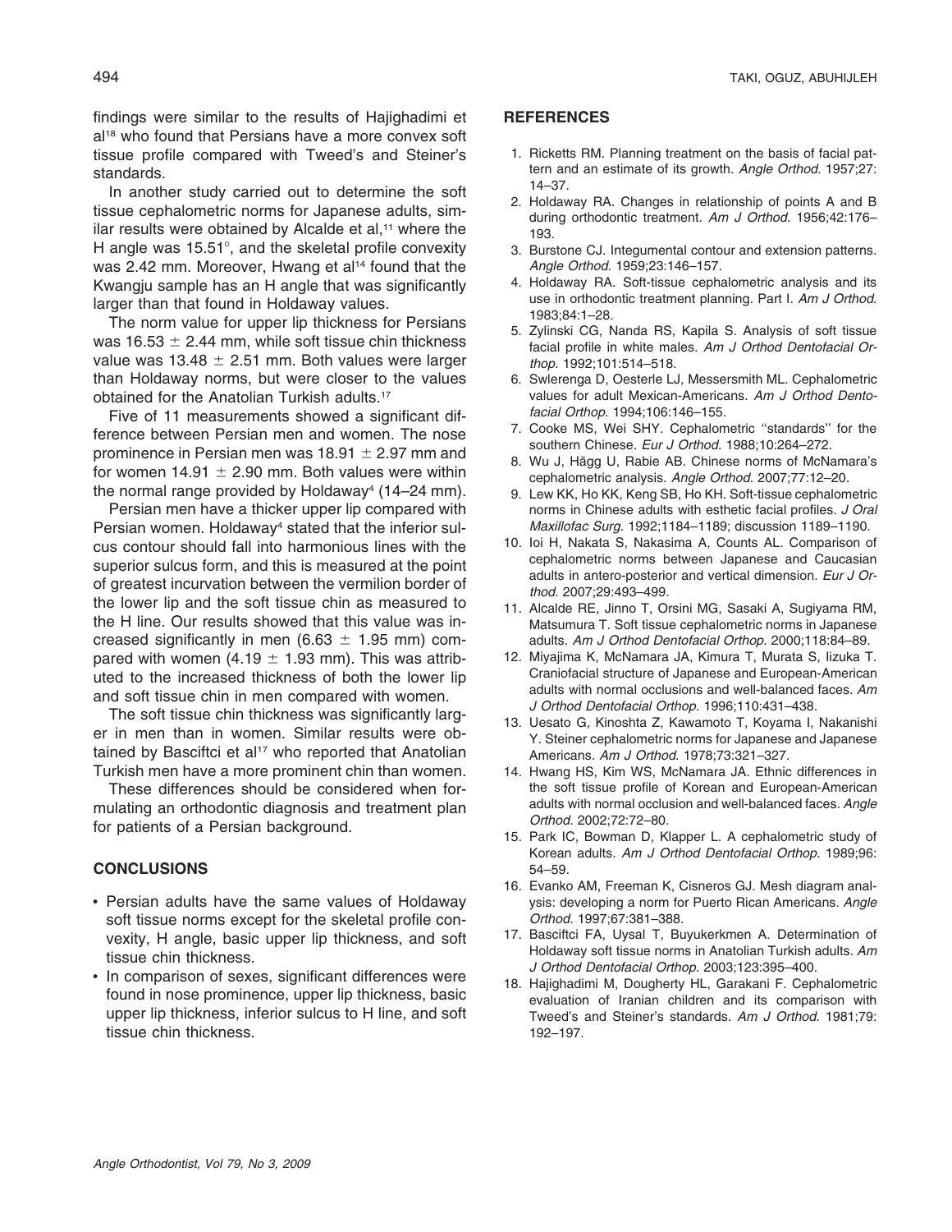findings were similar to the results of Hajighadimi et al[18] who found that Persians have a more convex soft tissue profile compared with Tweed's and Steiner's standards.

In another study carried out to determine the soft tissue cephalometric norms for Japanese adults, similar results were obtained by Alcalde et al,[11] where the H angle was 15.51°, and the skeletal profile convexity was 2.42 mm. Moreover, Hwang et al[14] found that the Kwangju sample has an H angle that was significantly larger than that found in Holdaway values.

The norm value for upper lip thickness for Persians was 16.53 ± 2.44 mm, while soft tissue chin thickness value was 13.48 ± 2.51 mm. Both values were larger than Holdaway norms, but were closer to the values obtained for the Anatolian Turkish adults.[17]

Five of 11 measurements showed a significant difference between Persian men and women. The nose prominence in Persian men was 18.91 ± 2.97 mm and for women 14.91 ± 2.90 mm. Both values were within the normal range provided by Holdaway[4] (14–24 mm).

Persian men have a thicker upper lip compared with Persian women. Holdaway[4] stated that the inferior sulcus contour should fall into harmonious lines with the superior sulcus form, and this is measured at the point of greatest incurvation between the vermilion border of the lower lip and the soft tissue chin as measured to the H line. Our results showed that this value was increased significantly in men (6.63 ± 1.95 mm) compared with women (4.19 ± 1.93 mm). This was attributed to the increased thickness of both the lower lip and soft tissue chin in men compared with women.

The soft tissue chin thickness was significantly larger in men than in women. Similar results were obtained by Basciftci et al[17] who reported that Anatolian Turkish men have a more prominent chin than women.

These differences should be considered when formulating an orthodontic diagnosis and treatment plan for patients of a Persian background.

## CONCLUSIONS

- Persian adults have the same values of Holdaway soft tissue norms except for the skeletal profile convexity, H angle, basic upper lip thickness, and soft tissue chin thickness.
- In comparison of sexes, significant differences were found in nose prominence, upper lip thickness, basic upper lip thickness, inferior sulcus to H line, and soft tissue chin thickness.

## REFERENCES

1. Ricketts RM. Planning treatment on the basis of facial pattern and an estimate of its growth. *Angle Orthod.* 1957;27: 14–37.
2. Holdaway RA. Changes in relationship of points A and B during orthodontic treatment. *Am J Orthod.* 1956;42:176–193.
3. Burstone CJ. Integumental contour and extension patterns. *Angle Orthod.* 1959;23:146–157.
4. Holdaway RA. Soft-tissue cephalometric analysis and its use in orthodontic treatment planning. Part I. *Am J Orthod.* 1983;84:1–28.
5. Zylinski CG, Nanda RS, Kapila S. Analysis of soft tissue facial profile in white males. *Am J Orthod Dentofacial Orthop.* 1992;101:514–518.
6. Swlerenga D, Oesterle LJ, Messersmith ML. Cephalometric values for adult Mexican-Americans. *Am J Orthod Dentofacial Orthop.* 1994;106:146–155.
7. Cooke MS, Wei SHY. Cephalometric ''standards'' for the southern Chinese. *Eur J Orthod.* 1988;10:264–272.
8. Wu J, Hägg U, Rabie AB. Chinese norms of McNamara's cephalometric analysis. *Angle Orthod.* 2007;77:12–20.
9. Lew KK, Ho KK, Keng SB, Ho KH. Soft-tissue cephalometric norms in Chinese adults with esthetic facial profiles. *J Oral Maxillofac Surg.* 1992;1184–1189; discussion 1189–1190.
10. Ioi H, Nakata S, Nakasima A, Counts AL. Comparison of cephalometric norms between Japanese and Caucasian adults in antero-posterior and vertical dimension. *Eur J Orthod.* 2007;29:493–499.
11. Alcalde RE, Jinno T, Orsini MG, Sasaki A, Sugiyama RM, Matsumura T. Soft tissue cephalometric norms in Japanese adults. *Am J Orthod Dentofacial Orthop.* 2000;118:84–89.
12. Miyajima K, McNamara JA, Kimura T, Murata S, Iizuka T. Craniofacial structure of Japanese and European-American adults with normal occlusions and well-balanced faces. *Am J Orthod Dentofacial Orthop.* 1996;110:431–438.
13. Uesato G, Kinoshta Z, Kawamoto T, Koyama I, Nakanishi Y. Steiner cephalometric norms for Japanese and Japanese Americans. *Am J Orthod.* 1978;73:321–327.
14. Hwang HS, Kim WS, McNamara JA. Ethnic differences in the soft tissue profile of Korean and European-American adults with normal occlusion and well-balanced faces. *Angle Orthod.* 2002;72:72–80.
15. Park IC, Bowman D, Klapper L. A cephalometric study of Korean adults. *Am J Orthod Dentofacial Orthop.* 1989;96: 54–59.
16. Evanko AM, Freeman K, Cisneros GJ. Mesh diagram analysis: developing a norm for Puerto Rican Americans. *Angle Orthod.* 1997;67:381–388.
17. Basciftci FA, Uysal T, Buyukerkmen A. Determination of Holdaway soft tissue norms in Anatolian Turkish adults. *Am J Orthod Dentofacial Orthop.* 2003;123:395–400.
18. Hajighadimi M, Dougherty HL, Garakani F. Cephalometric evaluation of Iranian children and its comparison with Tweed's and Steiner's standards. *Am J Orthod.* 1981;79: 192–197.